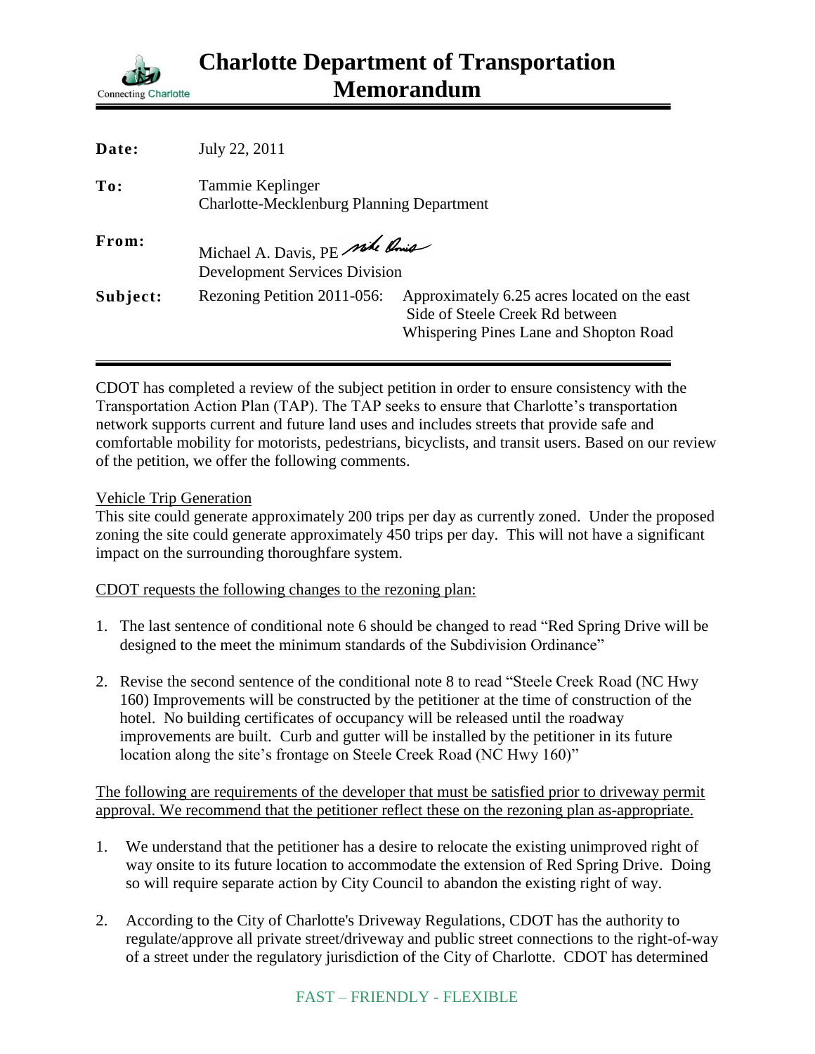# Charlotte Department of Transportation Memorandum

Connecting Charlotte

**Date:** July 22, 2011

**To:** Tammie Keplinger
Charlotte-Mecklenburg Planning Department

**From:** Michael A. Davis, PE
Development Services Division

**Subject:** Rezoning Petition 2011-056: Approximately 6.25 acres located on the east Side of Steele Creek Rd between Whispering Pines Lane and Shopton Road

---

CDOT has completed a review of the subject petition in order to ensure consistency with the Transportation Action Plan (TAP). The TAP seeks to ensure that Charlotte's transportation network supports current and future land uses and includes streets that provide safe and comfortable mobility for motorists, pedestrians, bicyclists, and transit users. Based on our review of the petition, we offer the following comments.

<u>Vehicle Trip Generation</u>

This site could generate approximately 200 trips per day as currently zoned. Under the proposed zoning the site could generate approximately 450 trips per day. This will not have a significant impact on the surrounding thoroughfare system.

<u>CDOT requests the following changes to the rezoning plan:</u>

1. The last sentence of conditional note 6 should be changed to read "Red Spring Drive will be designed to the meet the minimum standards of the Subdivision Ordinance"
2. Revise the second sentence of the conditional note 8 to read "Steele Creek Road (NC Hwy 160) Improvements will be constructed by the petitioner at the time of construction of the hotel. No building certificates of occupancy will be released until the roadway improvements are built. Curb and gutter will be installed by the petitioner in its future location along the site's frontage on Steele Creek Road (NC Hwy 160)"

<u>The following are requirements of the developer that must be satisfied prior to driveway permit approval. We recommend that the petitioner reflect these on the rezoning plan as-appropriate.</u>

1. We understand that the petitioner has a desire to relocate the existing unimproved right of way onsite to its future location to accommodate the extension of Red Spring Drive. Doing so will require separate action by City Council to abandon the existing right of way.
2. According to the City of Charlotte's Driveway Regulations, CDOT has the authority to regulate/approve all private street/driveway and public street connections to the right-of-way of a street under the regulatory jurisdiction of the City of Charlotte. CDOT has determined

FAST – FRIENDLY - FLEXIBLE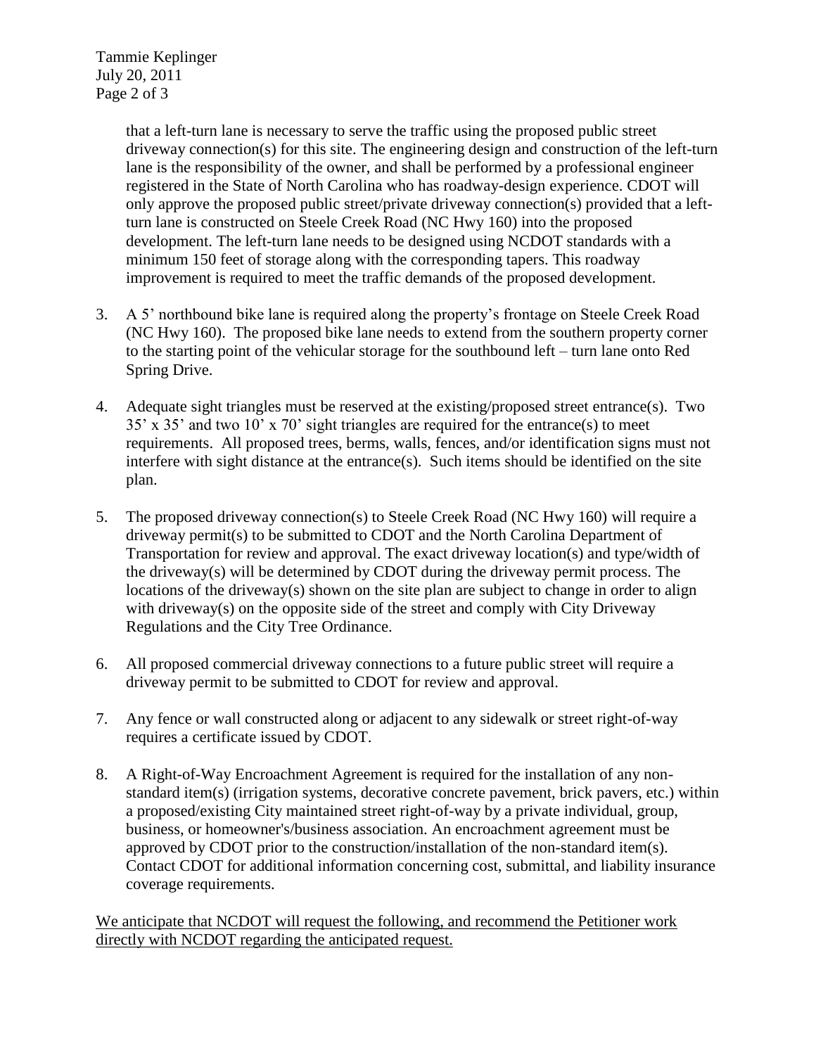that a left-turn lane is necessary to serve the traffic using the proposed public street driveway connection(s) for this site. The engineering design and construction of the left-turn lane is the responsibility of the owner, and shall be performed by a professional engineer registered in the State of North Carolina who has roadway-design experience. CDOT will only approve the proposed public street/private driveway connection(s) provided that a left-turn lane is constructed on Steele Creek Road (NC Hwy 160) into the proposed development. The left-turn lane needs to be designed using NCDOT standards with a minimum 150 feet of storage along with the corresponding tapers. This roadway improvement is required to meet the traffic demands of the proposed development.

3. A 5' northbound bike lane is required along the property's frontage on Steele Creek Road (NC Hwy 160). The proposed bike lane needs to extend from the southern property corner to the starting point of the vehicular storage for the southbound left – turn lane onto Red Spring Drive.

4. Adequate sight triangles must be reserved at the existing/proposed street entrance(s). Two 35' x 35' and two 10' x 70' sight triangles are required for the entrance(s) to meet requirements. All proposed trees, berms, walls, fences, and/or identification signs must not interfere with sight distance at the entrance(s). Such items should be identified on the site plan.

5. The proposed driveway connection(s) to Steele Creek Road (NC Hwy 160) will require a driveway permit(s) to be submitted to CDOT and the North Carolina Department of Transportation for review and approval. The exact driveway location(s) and type/width of the driveway(s) will be determined by CDOT during the driveway permit process. The locations of the driveway(s) shown on the site plan are subject to change in order to align with driveway(s) on the opposite side of the street and comply with City Driveway Regulations and the City Tree Ordinance.

6. All proposed commercial driveway connections to a future public street will require a driveway permit to be submitted to CDOT for review and approval.

7. Any fence or wall constructed along or adjacent to any sidewalk or street right-of-way requires a certificate issued by CDOT.

8. A Right-of-Way Encroachment Agreement is required for the installation of any non-standard item(s) (irrigation systems, decorative concrete pavement, brick pavers, etc.) within a proposed/existing City maintained street right-of-way by a private individual, group, business, or homeowner's/business association. An encroachment agreement must be approved by CDOT prior to the construction/installation of the non-standard item(s). Contact CDOT for additional information concerning cost, submittal, and liability insurance coverage requirements.

<u>We anticipate that NCDOT will request the following, and recommend the Petitioner work directly with NCDOT regarding the anticipated request.</u>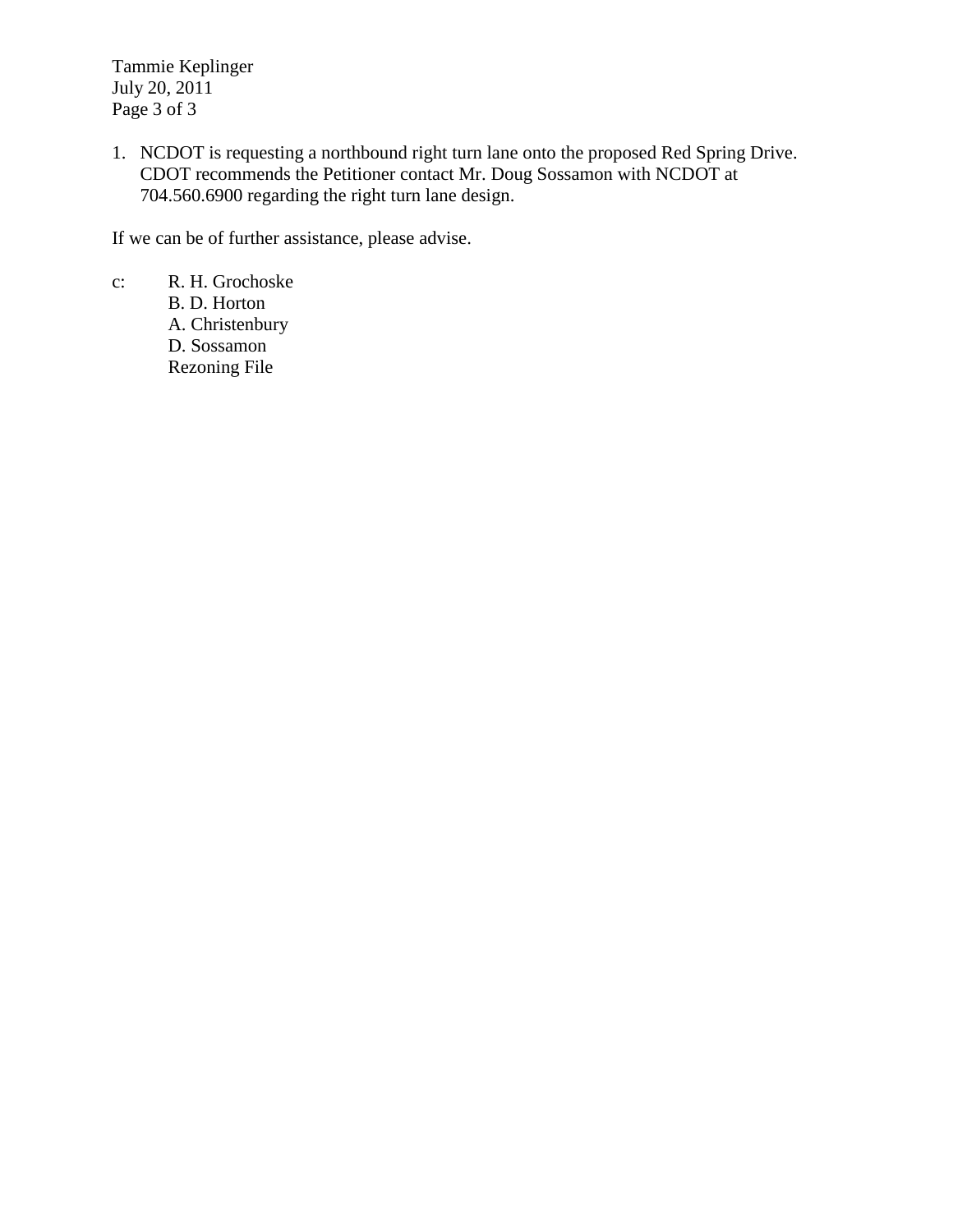1. NCDOT is requesting a northbound right turn lane onto the proposed Red Spring Drive. CDOT recommends the Petitioner contact Mr. Doug Sossamon with NCDOT at 704.560.6900 regarding the right turn lane design.

If we can be of further assistance, please advise.

c: R. H. Grochoske
B. D. Horton
A. Christenbury
D. Sossamon
Rezoning File